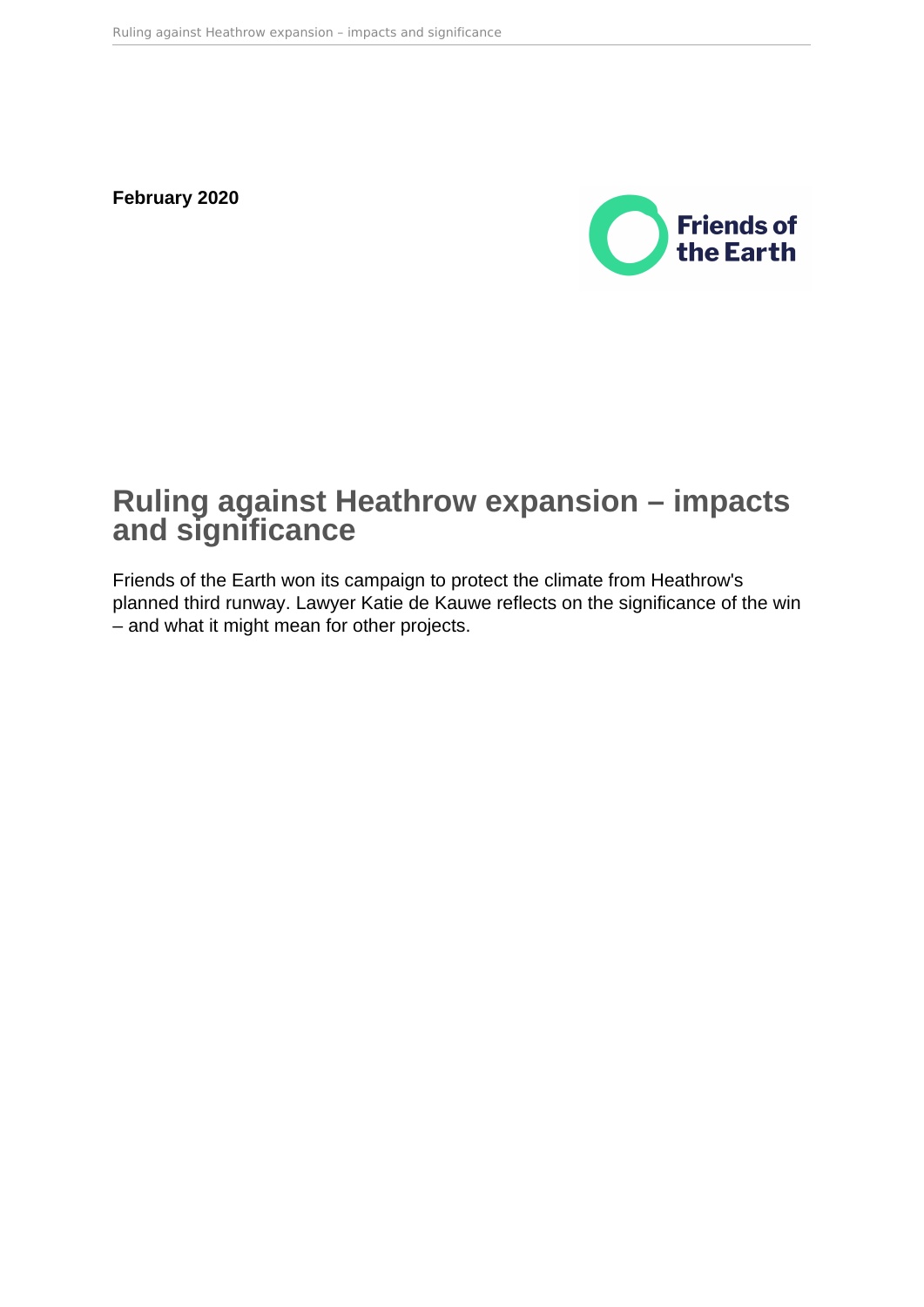**February 2020**

# Ruling against Heathrow expansion – impacts and significance

Friends of the Earth won its campaign to protect the climate from Heathrow's planned third runway. Lawyer Katie de Kauwe reflects on the significance of the win – and what it might mean for other projects.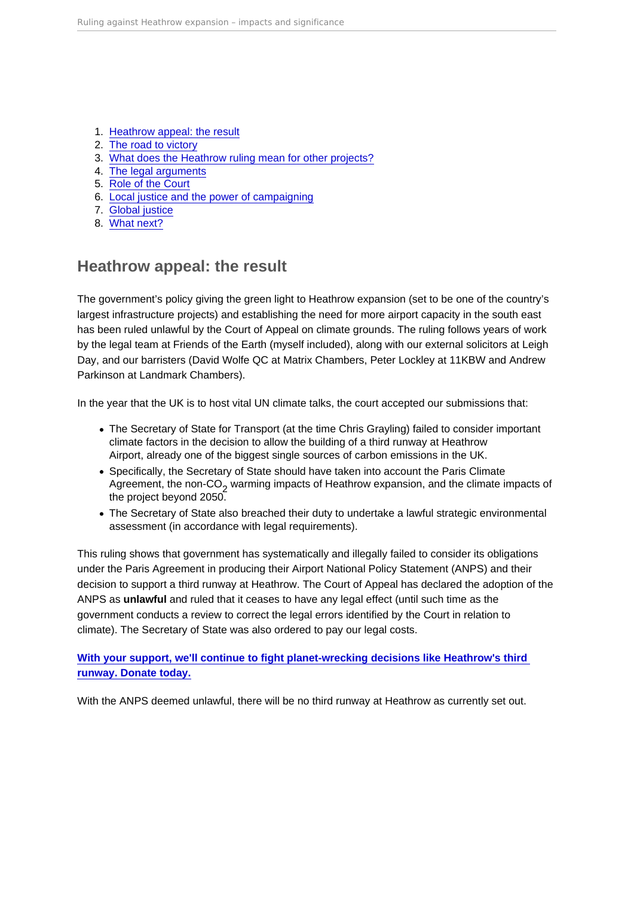1. Heathrow appeal: the result
2. The road to victory
3. What does the Heathrow ruling mean for other projects?
4. The legal arguments
5. Role of the Court
6. Local justice and the power of campaigning
7. Global justice
8. What next?

## Heathrow appeal: the result

The government's policy giving the green light to Heathrow expansion (set to be one of the country's largest infrastructure projects) and establishing the need for more airport capacity in the south east has been ruled unlawful by the Court of Appeal on climate grounds. The ruling follows years of work by the legal team at Friends of the Earth (myself included), along with our external solicitors at Leigh Day, and our barristers (David Wolfe QC at Matrix Chambers, Peter Lockley at 11KBW and Andrew Parkinson at Landmark Chambers).

In the year that the UK is to host vital UN climate talks, the court accepted our submissions that:

- The Secretary of State for Transport (at the time Chris Grayling) failed to consider important climate factors in the decision to allow the building of a third runway at Heathrow Airport, already one of the biggest single sources of carbon emissions in the UK.
- Specifically, the Secretary of State should have taken into account the Paris Climate Agreement, the non-$CO_2$ warming impacts of Heathrow expansion, and the climate impacts of the project beyond 2050.
- The Secretary of State also breached their duty to undertake a lawful strategic environmental assessment (in accordance with legal requirements).

This ruling shows that government has systematically and illegally failed to consider its obligations under the Paris Agreement in producing their Airport National Policy Statement (ANPS) and their decision to support a third runway at Heathrow. The Court of Appeal has declared the adoption of the ANPS as **unlawful** and ruled that it ceases to have any legal effect (until such time as the government conducts a review to correct the legal errors identified by the Court in relation to climate). The Secretary of State was also ordered to pay our legal costs.

**With your support, we'll continue to fight planet-wrecking decisions like Heathrow's third runway. Donate today.**

With the ANPS deemed unlawful, there will be no third runway at Heathrow as currently set out.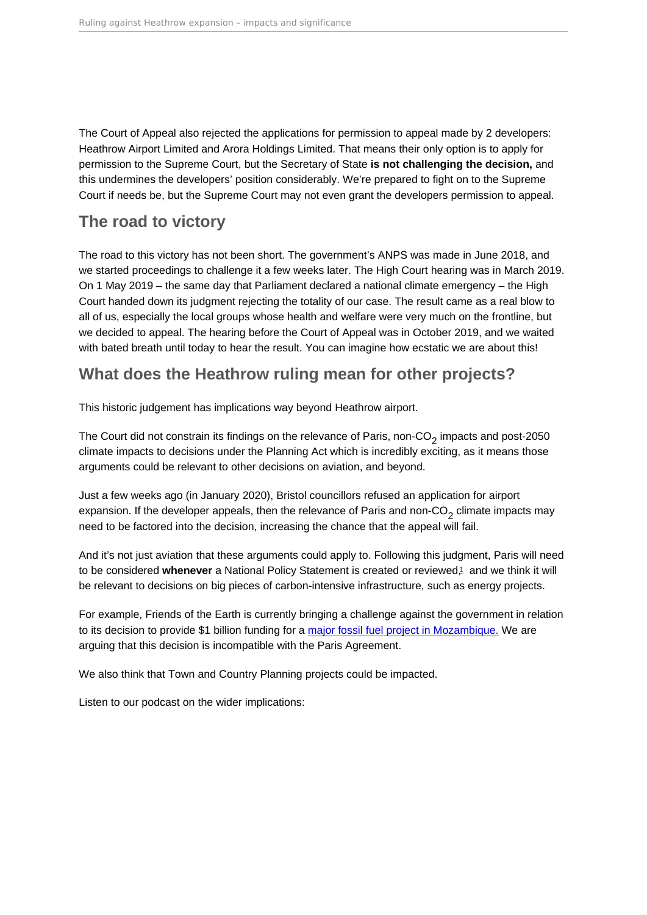The Court of Appeal also rejected the applications for permission to appeal made by 2 developers: Heathrow Airport Limited and Arora Holdings Limited. That means their only option is to apply for permission to the Supreme Court, but the Secretary of State **is not challenging the decision,** and this undermines the developers' position considerably. We're prepared to fight on to the Supreme Court if needs be, but the Supreme Court may not even grant the developers permission to appeal.

## The road to victory

The road to this victory has not been short. The government's ANPS was made in June 2018, and we started proceedings to challenge it a few weeks later. The High Court hearing was in March 2019. On 1 May 2019 – the same day that Parliament declared a national climate emergency – the High Court handed down its judgment rejecting the totality of our case. The result came as a real blow to all of us, especially the local groups whose health and welfare were very much on the frontline, but we decided to appeal. The hearing before the Court of Appeal was in October 2019, and we waited with bated breath until today to hear the result. You can imagine how ecstatic we are about this!

## What does the Heathrow ruling mean for other projects?

This historic judgement has implications way beyond Heathrow airport.

The Court did not constrain its findings on the relevance of Paris, non-$CO_2$ impacts and post-2050 climate impacts to decisions under the Planning Act which is incredibly exciting, as it means those arguments could be relevant to other decisions on aviation, and beyond.

Just a few weeks ago (in January 2020), Bristol councillors refused an application for airport expansion. If the developer appeals, then the relevance of Paris and non-$CO_2$ climate impacts may need to be factored into the decision, increasing the chance that the appeal will fail.

And it's not just aviation that these arguments could apply to. Following this judgment, Paris will need to be considered **whenever** a National Policy Statement is created or reviewed[1] and we think it will be relevant to decisions on big pieces of carbon-intensive infrastructure, such as energy projects.

For example, Friends of the Earth is currently bringing a challenge against the government in relation to its decision to provide $1 billion funding for a [major fossil fuel project in Mozambique.](#) We are arguing that this decision is incompatible with the Paris Agreement.

We also think that Town and Country Planning projects could be impacted.

Listen to our podcast on the wider implications: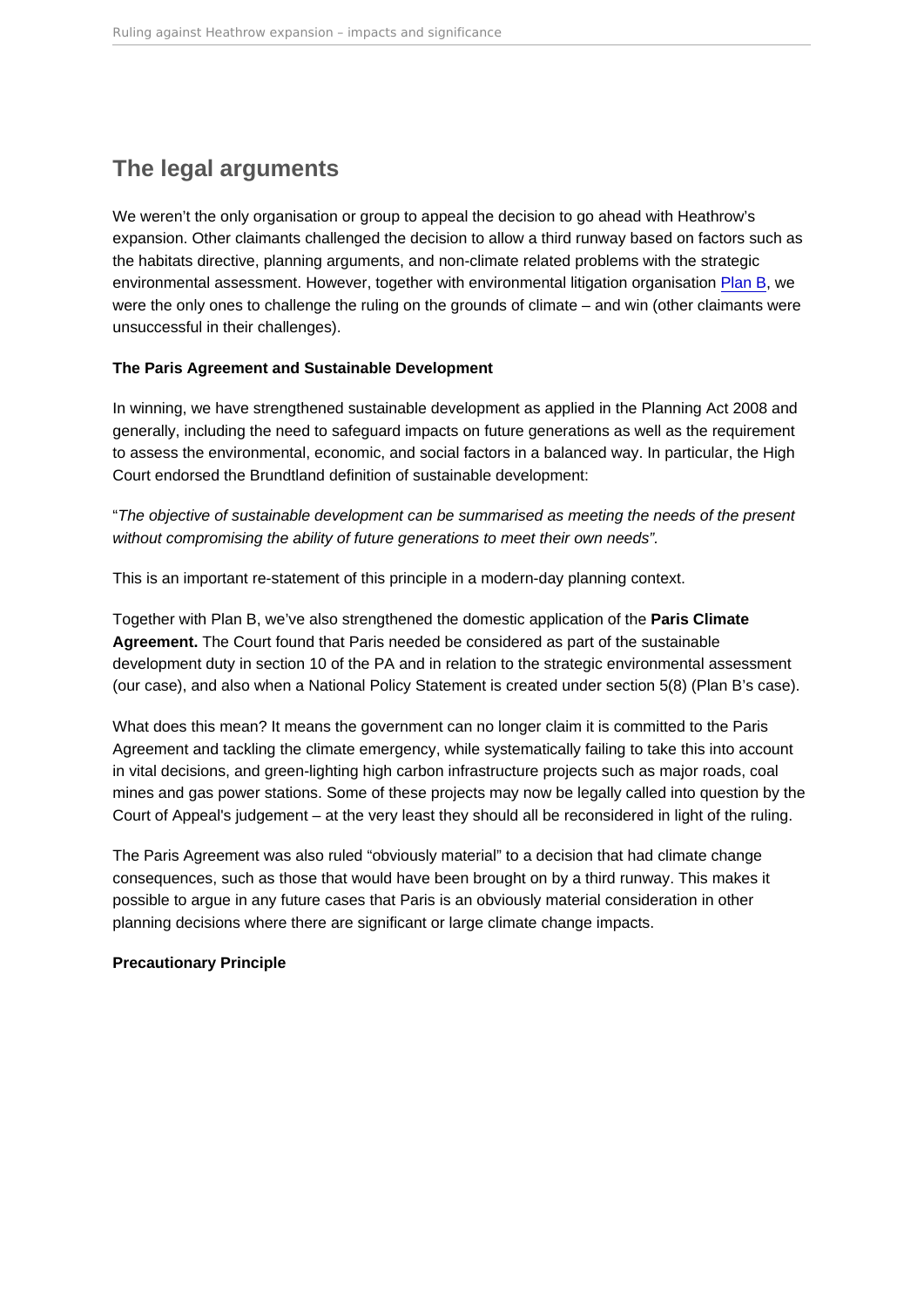## The legal arguments

We weren't the only organisation or group to appeal the decision to go ahead with Heathrow's expansion. Other claimants challenged the decision to allow a third runway based on factors such as the habitats directive, planning arguments, and non-climate related problems with the strategic environmental assessment. However, together with environmental litigation organisation [Plan B](), we were the only ones to challenge the ruling on the grounds of climate – and win (other claimants were unsuccessful in their challenges).

**The Paris Agreement and Sustainable Development**

In winning, we have strengthened sustainable development as applied in the Planning Act 2008 and generally, including the need to safeguard impacts on future generations as well as the requirement to assess the environmental, economic, and social factors in a balanced way. In particular, the High Court endorsed the Brundtland definition of sustainable development:

"*The objective of sustainable development can be summarised as meeting the needs of the present without compromising the ability of future generations to meet their own needs"*.

This is an important re-statement of this principle in a modern-day planning context.

Together with Plan B, we've also strengthened the domestic application of the **Paris Climate Agreement.** The Court found that Paris needed to be considered as part of the sustainable development duty in section 10 of the PA and in relation to the strategic environmental assessment (our case), and also when a National Policy Statement is created under section 5(8) (Plan B's case).

What does this mean? It means the government can no longer claim it is committed to the Paris Agreement and tackling the climate emergency, while systematically failing to take this into account in vital decisions, and green-lighting high carbon infrastructure projects such as major roads, coal mines and gas power stations. Some of these projects may now be legally called into question by the Court of Appeal's judgement – at the very least they should all be reconsidered in light of the ruling.

The Paris Agreement was also ruled "obviously material" to a decision that had climate change consequences, such as those that would have been brought on by a third runway. This makes it possible to argue in any future cases that Paris is an obviously material consideration in other planning decisions where there are significant or large climate change impacts.

**Precautionary Principle**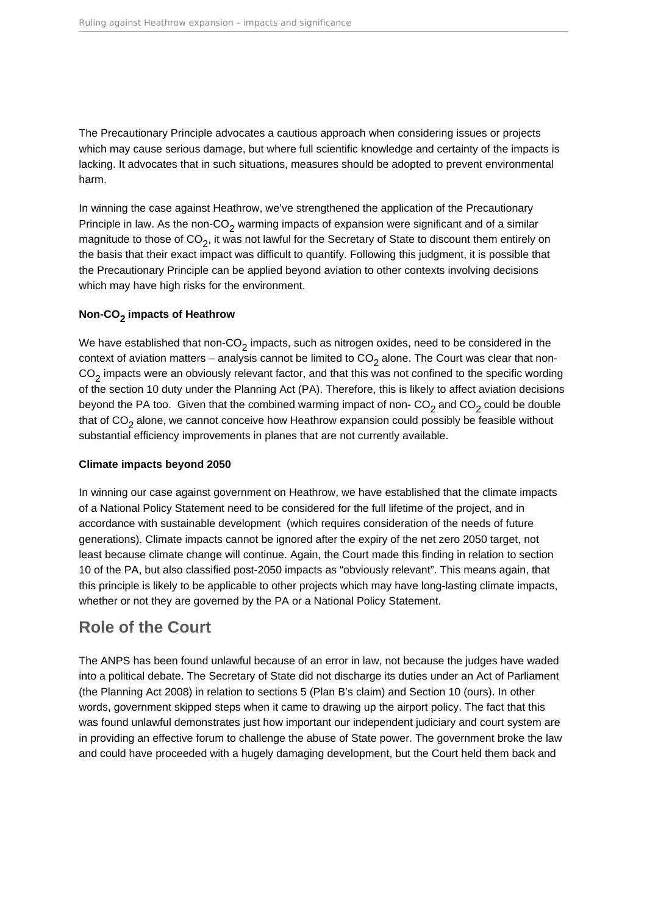The Precautionary Principle advocates a cautious approach when considering issues or projects which may cause serious damage, but where full scientific knowledge and certainty of the impacts is lacking. It advocates that in such situations, measures should be adopted to prevent environmental harm.

In winning the case against Heathrow, we've strengthened the application of the Precautionary Principle in law. As the non-$CO_2$ warming impacts of expansion were significant and of a similar magnitude to those of $CO_2$, it was not lawful for the Secretary of State to discount them entirely on the basis that their exact impact was difficult to quantify. Following this judgment, it is possible that the Precautionary Principle can be applied beyond aviation to other contexts involving decisions which may have high risks for the environment.

**Non-$CO_2$ impacts of Heathrow**

We have established that non-$CO_2$ impacts, such as nitrogen oxides, need to be considered in the context of aviation matters – analysis cannot be limited to $CO_2$ alone. The Court was clear that non-$CO_2$ impacts were an obviously relevant factor, and that this was not confined to the specific wording of the section 10 duty under the Planning Act (PA). Therefore, this is likely to affect aviation decisions beyond the PA too. Given that the combined warming impact of non- $CO_2$ and $CO_2$ could be double that of $CO_2$ alone, we cannot conceive how Heathrow expansion could possibly be feasible without substantial efficiency improvements in planes that are not currently available.

**Climate impacts beyond 2050**

In winning our case against government on Heathrow, we have established that the climate impacts of a National Policy Statement need to be considered for the full lifetime of the project, and in accordance with sustainable development (which requires consideration of the needs of future generations). Climate impacts cannot be ignored after the expiry of the net zero 2050 target, not least because climate change will continue. Again, the Court made this finding in relation to section 10 of the PA, but also classified post-2050 impacts as "obviously relevant". This means again, that this principle is likely to be applicable to other projects which may have long-lasting climate impacts, whether or not they are governed by the PA or a National Policy Statement.

## Role of the Court

The ANPS has been found unlawful because of an error in law, not because the judges have waded into a political debate. The Secretary of State did not discharge its duties under an Act of Parliament (the Planning Act 2008) in relation to sections 5 (Plan B's claim) and Section 10 (ours). In other words, government skipped steps when it came to drawing up the airport policy. The fact that this was found unlawful demonstrates just how important our independent judiciary and court system are in providing an effective forum to challenge the abuse of State power. The government broke the law and could have proceeded with a hugely damaging development, but the Court held them back and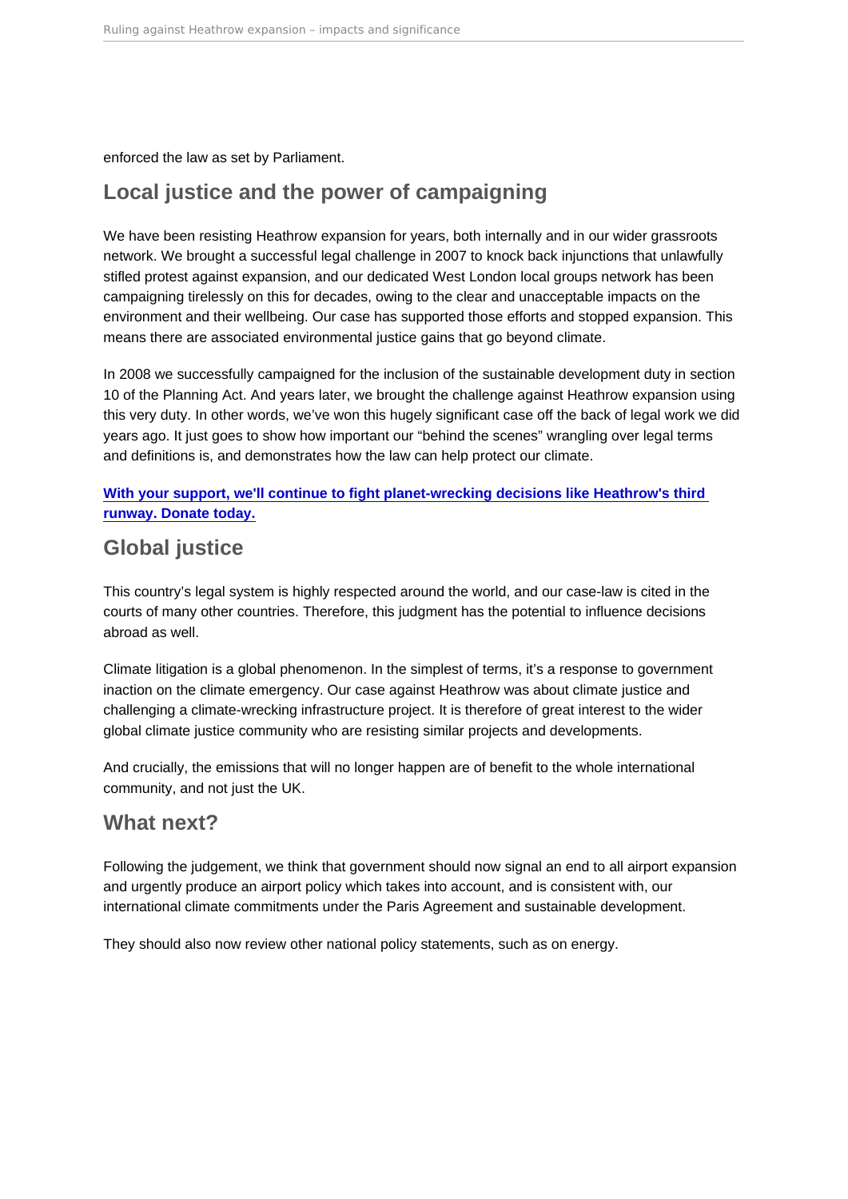enforced the law as set by Parliament.

## Local justice and the power of campaigning

We have been resisting Heathrow expansion for years, both internally and in our wider grassroots network. We brought a successful legal challenge in 2007 to knock back injunctions that unlawfully stifled protest against expansion, and our dedicated West London local groups network has been campaigning tirelessly on this for decades, owing to the clear and unacceptable impacts on the environment and their wellbeing. Our case has supported those efforts and stopped expansion. This means there are associated environmental justice gains that go beyond climate.

In 2008 we successfully campaigned for the inclusion of the sustainable development duty in section 10 of the Planning Act. And years later, we brought the challenge against Heathrow expansion using this very duty. In other words, we've won this hugely significant case off the back of legal work we did years ago. It just goes to show how important our "behind the scenes" wrangling over legal terms and definitions is, and demonstrates how the law can help protect our climate.

**With your support, we'll continue to fight planet-wrecking decisions like Heathrow's third runway. Donate today.**

## Global justice

This country's legal system is highly respected around the world, and our case-law is cited in the courts of many other countries. Therefore, this judgment has the potential to influence decisions abroad as well.

Climate litigation is a global phenomenon. In the simplest of terms, it's a response to government inaction on the climate emergency. Our case against Heathrow was about climate justice and challenging a climate-wrecking infrastructure project. It is therefore of great interest to the wider global climate justice community who are resisting similar projects and developments.

And crucially, the emissions that will no longer happen are of benefit to the whole international community, and not just the UK.

## What next?

Following the judgement, we think that government should now signal an end to all airport expansion and urgently produce an airport policy which takes into account, and is consistent with, our international climate commitments under the Paris Agreement and sustainable development.

They should also now review other national policy statements, such as on energy.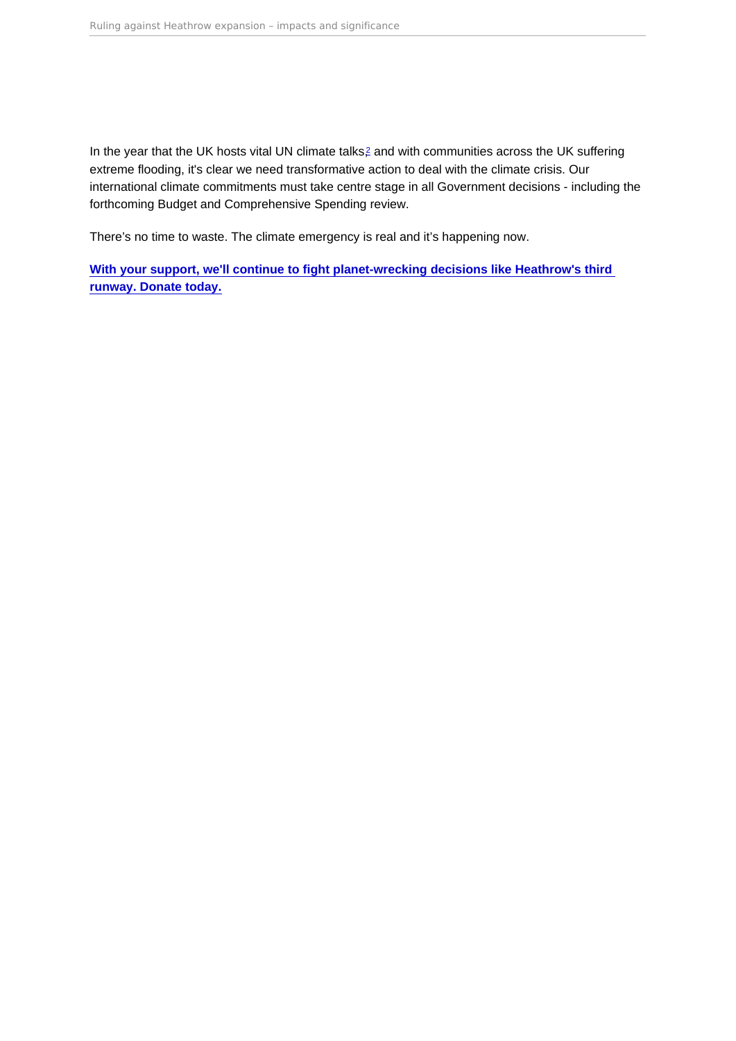In the year that the UK hosts vital UN climate talks,[2] and with communities across the UK suffering extreme flooding, it's clear we need transformative action to deal with the climate crisis. Our international climate commitments must take centre stage in all Government decisions - including the forthcoming Budget and Comprehensive Spending review.

There's no time to waste. The climate emergency is real and it's happening now.

**With your support, we'll continue to fight planet-wrecking decisions like Heathrow's third runway. Donate today.**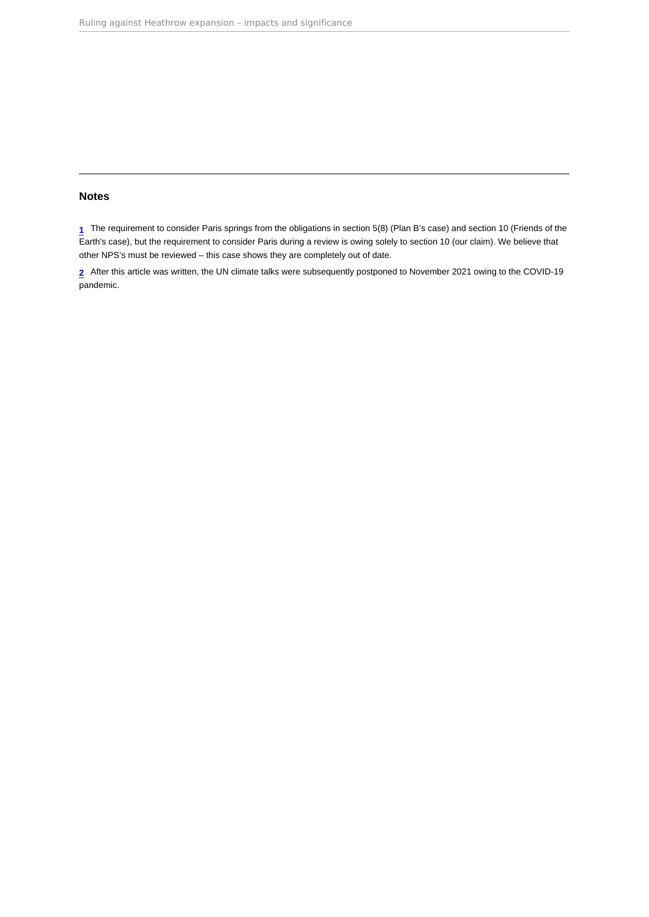## Notes

1 The requirement to consider Paris springs from the obligations in section 5(8) (Plan B's case) and section 10 (Friends of the Earth's case), but the requirement to consider Paris during a review is owing solely to section 10 (our claim). We believe that other NPS's must be reviewed – this case shows they are completely out of date.

2 After this article was written, the UN climate talks were subsequently postponed to November 2021 owing to the COVID-19 pandemic.